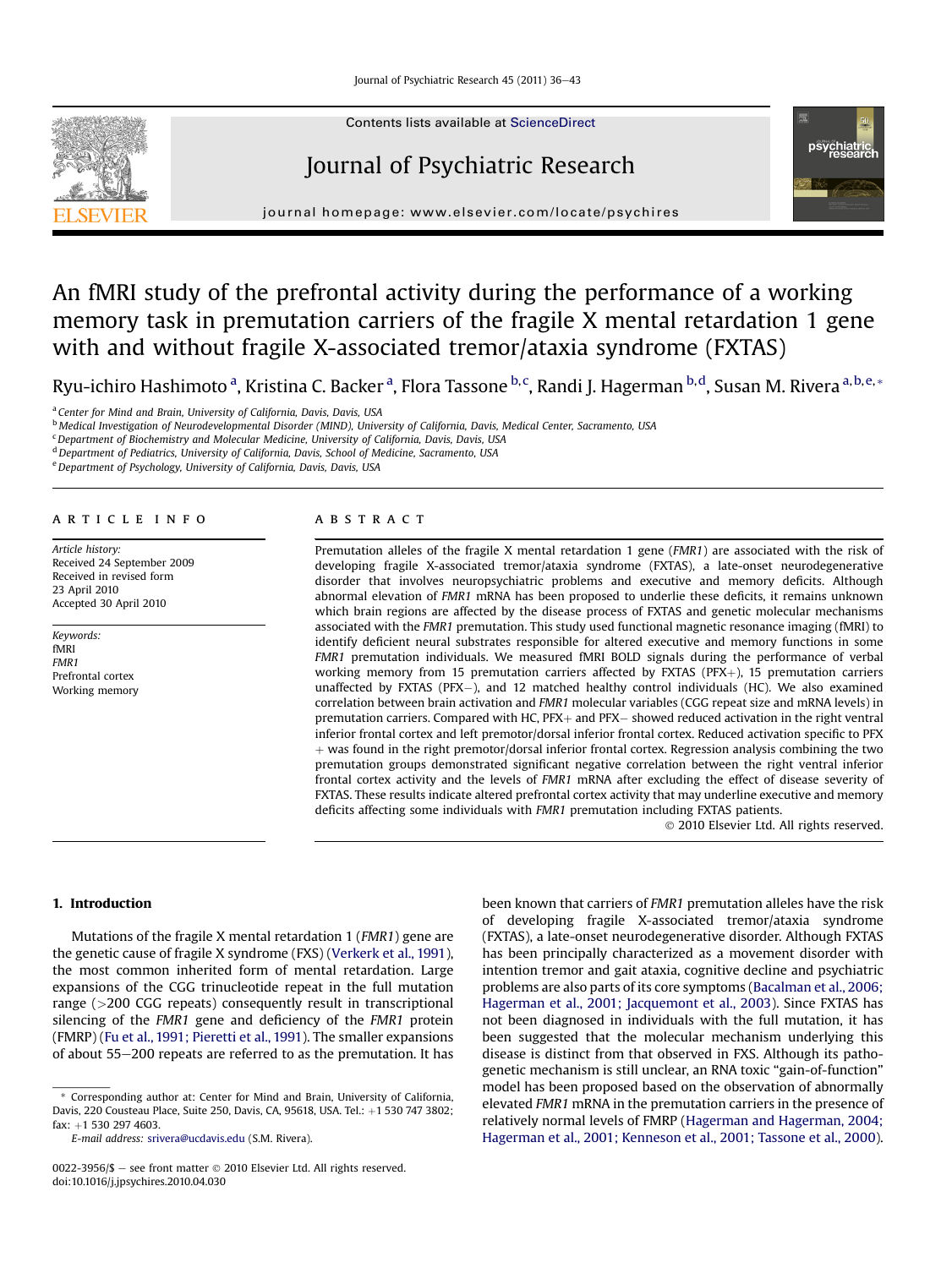# An fMRI study of the prefrontal activity during the performance of a working memory task in premutation carriers of the fragile X mental retardation 1 gene with and without fragile X-associated tremor/ataxia syndrome (FXTAS)

Ryu-ichiro Hashimoto [a], Kristina C. Backer [a], Flora Tassone [b,c], Randi J. Hagerman [b,d], Susan M. Rivera [a,b,e,*]

[a] Center for Mind and Brain, University of California, Davis, Davis, USA
[b] Medical Investigation of Neurodevelopmental Disorder (MIND), University of California, Davis, Medical Center, Sacramento, USA
[c] Department of Biochemistry and Molecular Medicine, University of California, Davis, Davis, USA
[d] Department of Pediatrics, University of California, Davis, School of Medicine, Sacramento, USA
[e] Department of Psychology, University of California, Davis, Davis, USA

**ARTICLE INFO**

*Article history:*
Received 24 September 2009
Received in revised form
23 April 2010
Accepted 30 April 2010

*Keywords:*
fMRI
*FMR1*
Prefrontal cortex
Working memory

**ABSTRACT**

Premutation alleles of the fragile X mental retardation 1 gene (*FMR1*) are associated with the risk of developing fragile X-associated tremor/ataxia syndrome (FXTAS), a late-onset neurodegenerative disorder that involves neuropsychiatric problems and executive and memory deficits. Although abnormal elevation of *FMR1* mRNA has been proposed to underlie these deficits, it remains unknown which brain regions are affected by the disease process of FXTAS and genetic molecular mechanisms associated with the *FMR1* premutation. This study used functional magnetic resonance imaging (fMRI) to identify deficient neural substrates responsible for altered executive and memory functions in some *FMR1* premutation individuals. We measured fMRI BOLD signals during the performance of verbal working memory from 15 premutation carriers affected by FXTAS (PFX+), 15 premutation carriers unaffected by FXTAS (PFX−), and 12 matched healthy control individuals (HC). We also examined correlation between brain activation and *FMR1* molecular variables (CGG repeat size and mRNA levels) in premutation carriers. Compared with HC, PFX+ and PFX− showed reduced activation in the right ventral inferior frontal cortex and left premotor/dorsal inferior frontal cortex. Reduced activation specific to PFX+ was found in the right premotor/dorsal inferior frontal cortex. Regression analysis combining the two premutation groups demonstrated significant negative correlation between the right ventral inferior frontal cortex activity and the levels of *FMR1* mRNA after excluding the effect of disease severity of FXTAS. These results indicate altered prefrontal cortex activity that may underline executive and memory deficits affecting some individuals with *FMR1* premutation including FXTAS patients.

© 2010 Elsevier Ltd. All rights reserved.

## 1. Introduction

Mutations of the fragile X mental retardation 1 (*FMR1*) gene are the genetic cause of fragile X syndrome (FXS) (Verkerk et al., 1991), the most common inherited form of mental retardation. Large expansions of the CGG trinucleotide repeat in the full mutation range (>200 CGG repeats) consequently result in transcriptional silencing of the *FMR1* gene and deficiency of the *FMR1* protein (FMRP) (Fu et al., 1991; Pieretti et al., 1991). The smaller expansions of about 55–200 repeats are referred to as the premutation. It has been known that carriers of *FMR1* premutation alleles have the risk of developing fragile X-associated tremor/ataxia syndrome (FXTAS), a late-onset neurodegenerative disorder. Although FXTAS has been principally characterized as a movement disorder with intention tremor and gait ataxia, cognitive decline and psychiatric problems are also parts of its core symptoms (Bacalman et al., 2006; Hagerman et al., 2001; Jacquemont et al., 2003). Since FXTAS has not been diagnosed in individuals with the full mutation, it has been suggested that the molecular mechanism underlying this disease is distinct from that observed in FXS. Although its pathogenetic mechanism is still unclear, an RNA toxic "gain-of-function" model has been proposed based on the observation of abnormally elevated *FMR1* mRNA in the premutation carriers in the presence of relatively normal levels of FMRP (Hagerman and Hagerman, 2004; Hagerman et al., 2001; Kenneson et al., 2001; Tassone et al., 2000).

\* Corresponding author at: Center for Mind and Brain, University of California, Davis, 220 Cousteau Place, Suite 250, Davis, CA, 95618, USA. Tel.: +1 530 747 3802; fax: +1 530 297 4603.
E-mail address: srivera@ucdavis.edu (S.M. Rivera).

0022-3956/$ – see front matter © 2010 Elsevier Ltd. All rights reserved.
doi:10.1016/j.jpsychires.2010.04.030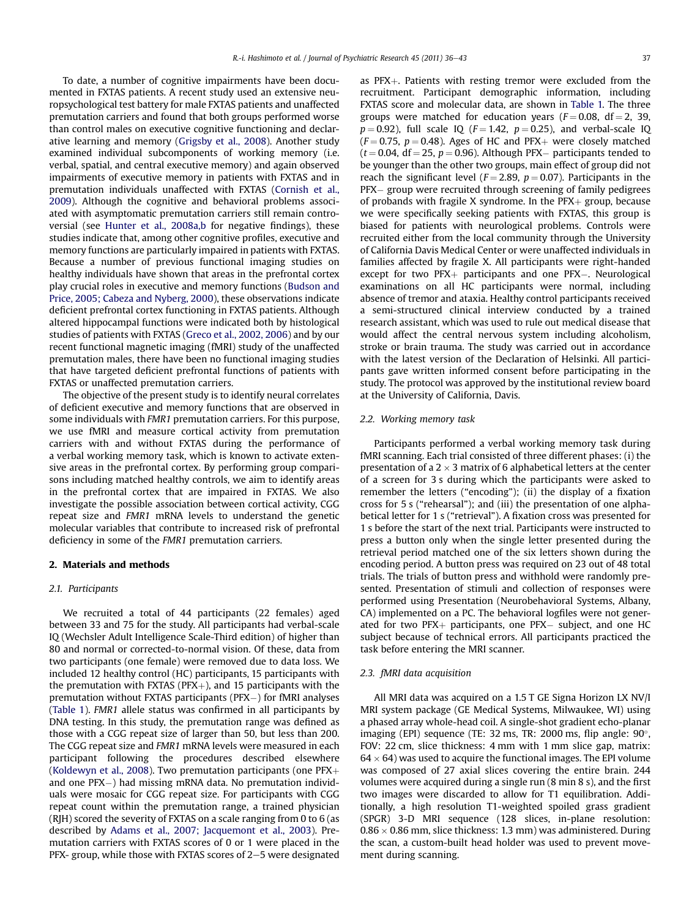To date, a number of cognitive impairments have been documented in FXTAS patients. A recent study used an extensive neuropsychological test battery for male FXTAS patients and unaffected premutation carriers and found that both groups performed worse than control males on executive cognitive functioning and declarative learning and memory (Grigsby et al., 2008). Another study examined individual subcomponents of working memory (i.e. verbal, spatial, and central executive memory) and again observed impairments of executive memory in patients with FXTAS and in premutation individuals unaffected with FXTAS (Cornish et al., 2009). Although the cognitive and behavioral problems associated with asymptomatic premutation carriers still remain controversial (see Hunter et al., 2008a,b for negative findings), these studies indicate that, among other cognitive profiles, executive and memory functions are particularly impaired in patients with FXTAS. Because a number of previous functional imaging studies on healthy individuals have shown that areas in the prefrontal cortex play crucial roles in executive and memory functions (Budson and Price, 2005; Cabeza and Nyberg, 2000), these observations indicate deficient prefrontal cortex functioning in FXTAS patients. Although altered hippocampal functions were indicated both by histological studies of patients with FXTAS (Greco et al., 2002, 2006) and by our recent functional magnetic imaging (fMRI) study of the unaffected premutation males, there have been no functional imaging studies that have targeted deficient prefrontal functions of patients with FXTAS or unaffected premutation carriers.

The objective of the present study is to identify neural correlates of deficient executive and memory functions that are observed in some individuals with *FMR1* premutation carriers. For this purpose, we use fMRI and measure cortical activity from premutation carriers with and without FXTAS during the performance of a verbal working memory task, which is known to activate extensive areas in the prefrontal cortex. By performing group comparisons including matched healthy controls, we aim to identify areas in the prefrontal cortex that are impaired in FXTAS. We also investigate the possible association between cortical activity, CGG repeat size and *FMR1* mRNA levels to understand the genetic molecular variables that contribute to increased risk of prefrontal deficiency in some of the *FMR1* premutation carriers.

## 2. Materials and methods

### 2.1. Participants

We recruited a total of 44 participants (22 females) aged between 33 and 75 for the study. All participants had verbal-scale IQ (Wechsler Adult Intelligence Scale-Third edition) of higher than 80 and normal or corrected-to-normal vision. Of these, data from two participants (one female) were removed due to data loss. We included 12 healthy control (HC) participants, 15 participants with the premutation with FXTAS (PFX+), and 15 participants with the premutation without FXTAS participants (PFX−) for fMRI analyses (Table 1). *FMR1* allele status was confirmed in all participants by DNA testing. In this study, the premutation range was defined as those with a CGG repeat size of larger than 50, but less than 200. The CGG repeat size and *FMR1* mRNA levels were measured in each participant following the procedures described elsewhere (Koldewyn et al., 2008). Two premutation participants (one PFX+ and one PFX−) had missing mRNA data. No premutation individuals were mosaic for CGG repeat size. For participants with CGG repeat count within the premutation range, a trained physician (RJH) scored the severity of FXTAS on a scale ranging from 0 to 6 (as described by Adams et al., 2007; Jacquemont et al., 2003). Premutation carriers with FXTAS scores of 0 or 1 were placed in the PFX- group, while those with FXTAS scores of 2–5 were designated as PFX+. Patients with resting tremor were excluded from the recruitment. Participant demographic information, including FXTAS score and molecular data, are shown in Table 1. The three groups were matched for education years ($F = 0.08$, df $= 2$, 39, $p = 0.92$), full scale IQ ($F = 1.42$, $p = 0.25$), and verbal-scale IQ ($F = 0.75$, $p = 0.48$). Ages of HC and PFX+ were closely matched ($t = 0.04$, df $= 25$, $p = 0.96$). Although PFX− participants tended to be younger than the other two groups, main effect of group did not reach the significant level ($F = 2.89$, $p = 0.07$). Participants in the PFX− group were recruited through screening of family pedigrees of probands with fragile X syndrome. In the PFX+ group, because we were specifically seeking patients with FXTAS, this group is biased for patients with neurological problems. Controls were recruited either from the local community through the University of California Davis Medical Center or were unaffected individuals in families affected by fragile X. All participants were right-handed except for two PFX+ participants and one PFX−. Neurological examinations on all HC participants were normal, including absence of tremor and ataxia. Healthy control participants received a semi-structured clinical interview conducted by a trained research assistant, which was used to rule out medical disease that would affect the central nervous system including alcoholism, stroke or brain trauma. The study was carried out in accordance with the latest version of the Declaration of Helsinki. All participants gave written informed consent before participating in the study. The protocol was approved by the institutional review board at the University of California, Davis.

### 2.2. Working memory task

Participants performed a verbal working memory task during fMRI scanning. Each trial consisted of three different phases: (i) the presentation of a $2 \times 3$ matrix of 6 alphabetical letters at the center of a screen for 3 s during which the participants were asked to remember the letters ("encoding"); (ii) the display of a fixation cross for 5 s ("rehearsal"); and (iii) the presentation of one alphabetical letter for 1 s ("retrieval"). A fixation cross was presented for 1 s before the start of the next trial. Participants were instructed to press a button only when the single letter presented during the retrieval period matched one of the six letters shown during the encoding period. A button press was required on 23 out of 48 total trials. The trials of button press and withhold were randomly presented. Presentation of stimuli and collection of responses were performed using Presentation (Neurobehavioral Systems, Albany, CA) implemented on a PC. The behavioral logfiles were not generated for two PFX+ participants, one PFX− subject, and one HC subject because of technical errors. All participants practiced the task before entering the MRI scanner.

### 2.3. fMRI data acquisition

All MRI data was acquired on a 1.5 T GE Signa Horizon LX NV/I MRI system package (GE Medical Systems, Milwaukee, WI) using a phased array whole-head coil. A single-shot gradient echo-planar imaging (EPI) sequence (TE: 32 ms, TR: 2000 ms, flip angle: 90°, FOV: 22 cm, slice thickness: 4 mm with 1 mm slice gap, matrix: $64 \times 64$) was used to acquire the functional images. The EPI volume was composed of 27 axial slices covering the entire brain. 244 volumes were acquired during a single run (8 min 8 s), and the first two images were discarded to allow for T1 equilibration. Additionally, a high resolution T1-weighted spoiled grass gradient (SPGR) 3-D MRI sequence (128 slices, in-plane resolution: $0.86 \times 0.86$ mm, slice thickness: 1.3 mm) was administered. During the scan, a custom-built head holder was used to prevent movement during scanning.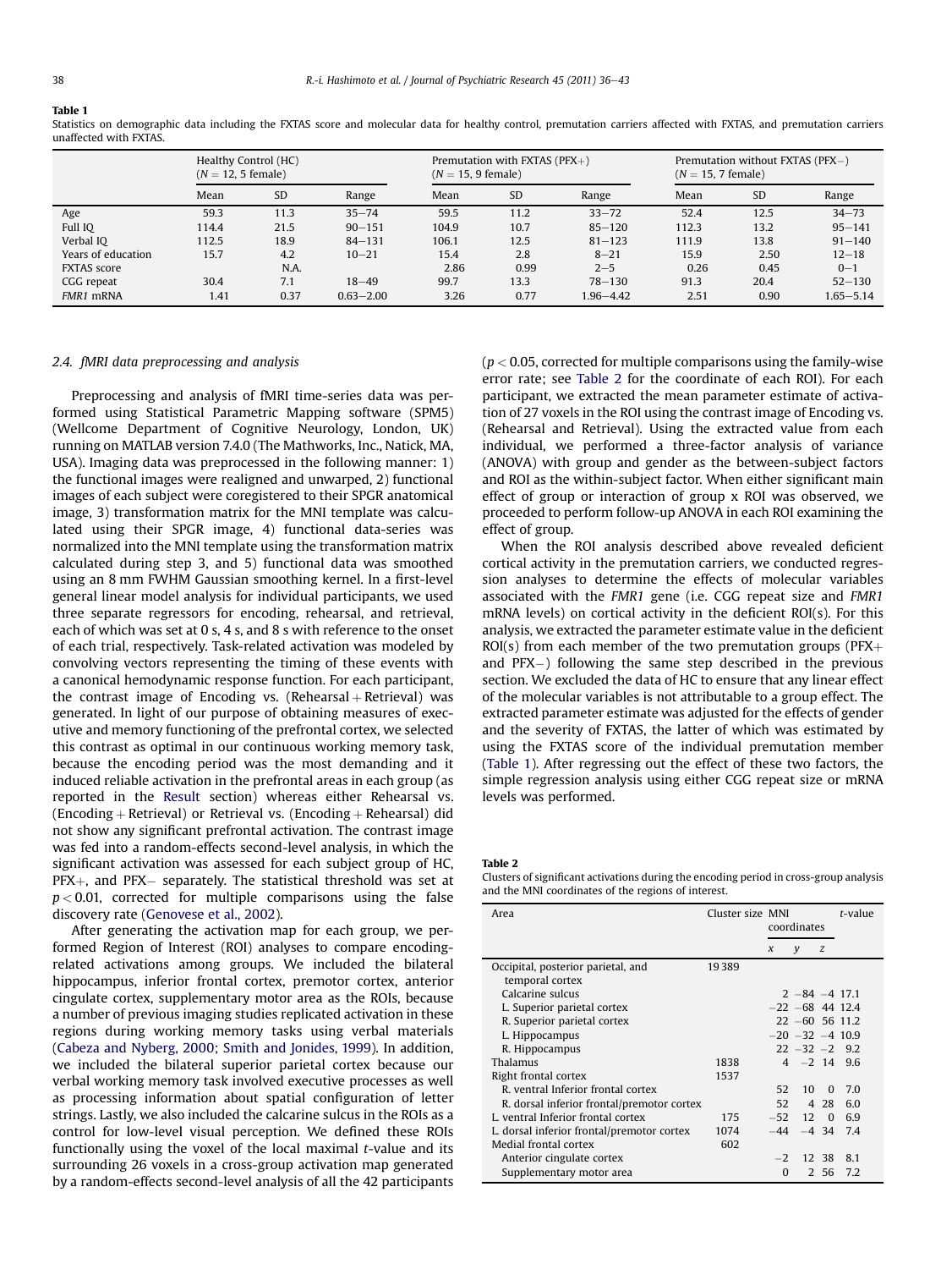**Table 1**
Statistics on demographic data including the FXTAS score and molecular data for healthy control, premutation carriers affected with FXTAS, and premutation carriers unaffected with FXTAS.

| | Healthy Control (HC) ($N = 12$, 5 female) | | | Premutation with FXTAS (PFX+) ($N = 15$, 9 female) | | | Premutation without FXTAS (PFX−) ($N = 15$, 7 female) | | |
|---|---|---|---|---|---|---|---|---|---|
| | Mean | SD | Range | Mean | SD | Range | Mean | SD | Range |
| Age | 59.3 | 11.3 | 35−74 | 59.5 | 11.2 | 33−72 | 52.4 | 12.5 | 34−73 |
| Full IQ | 114.4 | 21.5 | 90−151 | 104.9 | 10.7 | 85−120 | 112.3 | 13.2 | 95−141 |
| Verbal IQ | 112.5 | 18.9 | 84−131 | 106.1 | 12.5 | 81−123 | 111.9 | 13.8 | 91−140 |
| Years of education | 15.7 | 4.2 | 10−21 | 15.4 | 2.8 | 8−21 | 15.9 | 2.50 | 12−18 |
| FXTAS score | | N.A. | | 2.86 | 0.99 | 2−5 | 0.26 | 0.45 | 0−1 |
| CGG repeat | 30.4 | 7.1 | 18−49 | 99.7 | 13.3 | 78−130 | 91.3 | 20.4 | 52−130 |
| *FMR1* mRNA | 1.41 | 0.37 | 0.63−2.00 | 3.26 | 0.77 | 1.96−4.42 | 2.51 | 0.90 | 1.65−5.14 |

### 2.4. fMRI data preprocessing and analysis

Preprocessing and analysis of fMRI time-series data was performed using Statistical Parametric Mapping software (SPM5) (Wellcome Department of Cognitive Neurology, London, UK) running on MATLAB version 7.4.0 (The Mathworks, Inc., Natick, MA, USA). Imaging data was preprocessed in the following manner: 1) the functional images were realigned and unwarped, 2) functional images of each subject were coregistered to their SPGR anatomical image, 3) transformation matrix for the MNI template was calculated using their SPGR image, 4) functional data-series was normalized into the MNI template using the transformation matrix calculated during step 3, and 5) functional data was smoothed using an 8 mm FWHM Gaussian smoothing kernel. In a first-level general linear model analysis for individual participants, we used three separate regressors for encoding, rehearsal, and retrieval, each of which was set at 0 s, 4 s, and 8 s with reference to the onset of each trial, respectively. Task-related activation was modeled by convolving vectors representing the timing of these events with a canonical hemodynamic response function. For each participant, the contrast image of Encoding vs. (Rehearsal + Retrieval) was generated. In light of our purpose of obtaining measures of executive and memory functioning of the prefrontal cortex, we selected this contrast as optimal in our continuous working memory task, because the encoding period was the most demanding and it induced reliable activation in the prefrontal areas in each group (as reported in the Result section) whereas either Rehearsal vs. (Encoding + Retrieval) or Retrieval vs. (Encoding + Rehearsal) did not show any significant prefrontal activation. The contrast image was fed into a random-effects second-level analysis, in which the significant activation was assessed for each subject group of HC, PFX+, and PFX− separately. The statistical threshold was set at $p < 0.01$, corrected for multiple comparisons using the false discovery rate (Genovese et al., 2002).

After generating the activation map for each group, we performed Region of Interest (ROI) analyses to compare encoding-related activations among groups. We included the bilateral hippocampus, inferior frontal cortex, premotor cortex, anterior cingulate cortex, supplementary motor area as the ROIs, because a number of previous imaging studies replicated activation in these regions during working memory tasks using verbal materials (Cabeza and Nyberg, 2000; Smith and Jonides, 1999). In addition, we included the bilateral superior parietal cortex because our verbal working memory task involved executive processes as well as processing information about spatial configuration of letter strings. Lastly, we also included the calcarine sulcus in the ROIs as a control for low-level visual perception. We defined these ROIs functionally using the voxel of the local maximal $t$-value and its surrounding 26 voxels in a cross-group activation map generated by a random-effects second-level analysis of all the 42 participants ($p < 0.05$, corrected for multiple comparisons using the family-wise error rate; see Table 2 for the coordinate of each ROI). For each participant, we extracted the mean parameter estimate of activation of 27 voxels in the ROI using the contrast image of Encoding vs. (Rehearsal and Retrieval). Using the extracted value from each individual, we performed a three-factor analysis of variance (ANOVA) with group and gender as the between-subject factors and ROI as the within-subject factor. When either significant main effect of group or interaction of group x ROI was observed, we proceeded to perform follow-up ANOVA in each ROI examining the effect of group.

When the ROI analysis described above revealed deficient cortical activity in the premutation carriers, we conducted regression analyses to determine the effects of molecular variables associated with the *FMR1* gene (i.e. CGG repeat size and *FMR1* mRNA levels) on cortical activity in the deficient ROI(s). For this analysis, we extracted the parameter estimate value in the deficient ROI(s) from each member of the two premutation groups (PFX+ and PFX−) following the same step described in the previous section. We excluded the data of HC to ensure that any linear effect of the molecular variables is not attributable to a group effect. The extracted parameter estimate was adjusted for the effects of gender and the severity of FXTAS, the latter of which was estimated by using the FXTAS score of the individual premutation member (Table 1). After regressing out the effect of these two factors, the simple regression analysis using either CGG repeat size or mRNA levels was performed.

**Table 2**
Clusters of significant activations during the encoding period in cross-group analysis and the MNI coordinates of the regions of interest.

| Area | Cluster size | MNI coordinates | | | $t$-value |
|---|---|---|---|---|---|
| | | $x$ | $y$ | $z$ | |
| Occipital, posterior parietal, and temporal cortex | 19389 | | | | |
| Calcarine sulcus | | 2 | −84 | −4 | 17.1 |
| L. Superior parietal cortex | | −22 | −68 | 44 | 12.4 |
| R. Superior parietal cortex | | 22 | −60 | 56 | 11.2 |
| L. Hippocampus | | −20 | −32 | −4 | 10.9 |
| R. Hippocampus | | 22 | −32 | −2 | 9.2 |
| Thalamus | 1838 | 4 | −2 | 14 | 9.6 |
| Right frontal cortex | 1537 | | | | |
| R. ventral Inferior frontal cortex | | 52 | 10 | 0 | 7.0 |
| R. dorsal inferior frontal/premotor cortex | | 52 | 4 | 28 | 6.0 |
| L. ventral Inferior frontal cortex | 175 | −52 | 12 | 0 | 6.9 |
| L. dorsal inferior frontal/premotor cortex | 1074 | −44 | −4 | 34 | 7.4 |
| Medial frontal cortex | 602 | | | | |
| Anterior cingulate cortex | | −2 | 12 | 38 | 8.1 |
| Supplementary motor area | | 0 | 2 | 56 | 7.2 |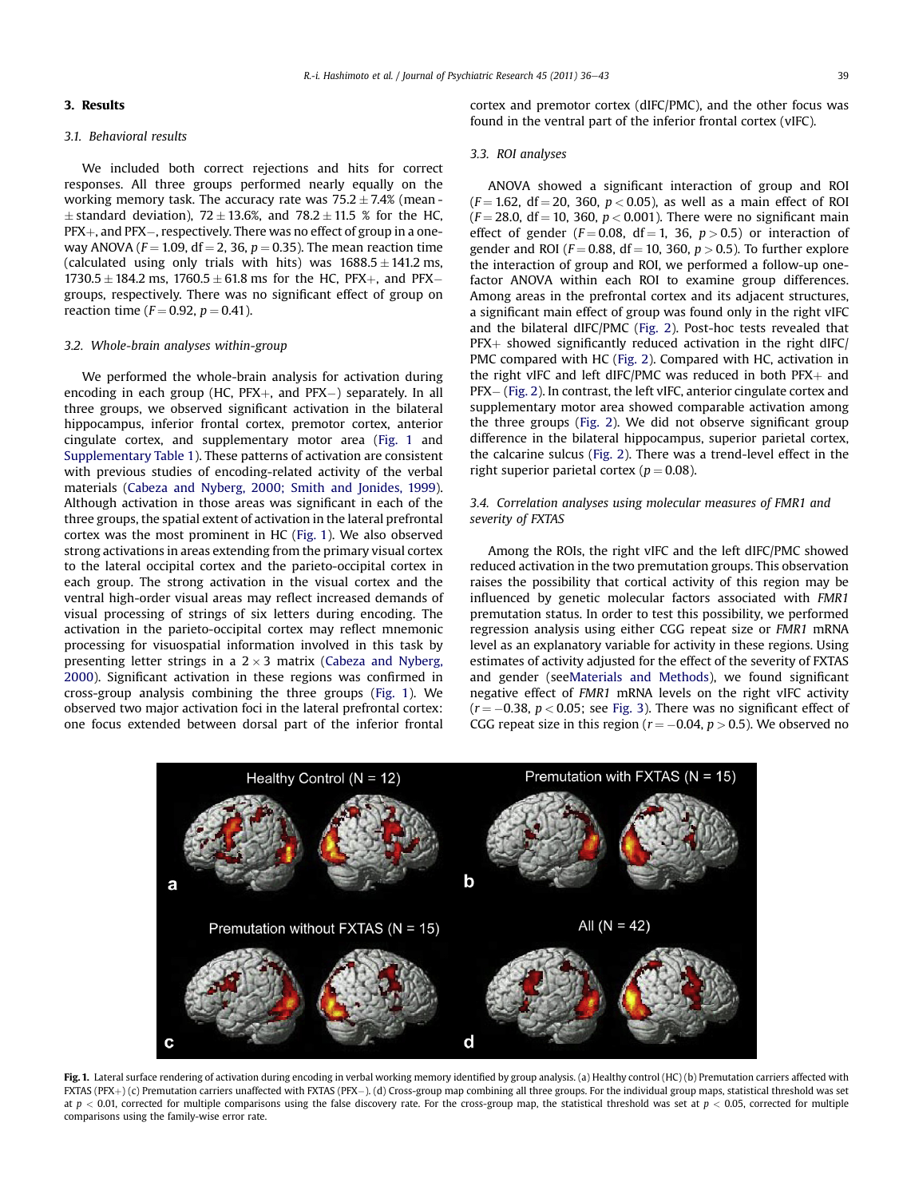## 3. Results

### 3.1. Behavioral results

We included both correct rejections and hits for correct responses. All three groups performed nearly equally on the working memory task. The accuracy rate was $75.2 \pm 7.4\%$ (mean $\pm$ standard deviation), $72 \pm 13.6\%$, and $78.2 \pm 11.5$ % for the HC, PFX+, and PFX−, respectively. There was no effect of group in a one-way ANOVA ($F = 1.09$, df = 2, 36, $p = 0.35$). The mean reaction time (calculated using only trials with hits) was $1688.5 \pm 141.2$ ms, $1730.5 \pm 184.2$ ms, $1760.5 \pm 61.8$ ms for the HC, PFX+, and PFX− groups, respectively. There was no significant effect of group on reaction time ($F = 0.92$, $p = 0.41$).

### 3.2. Whole-brain analyses within-group

We performed the whole-brain analysis for activation during encoding in each group (HC, PFX+, and PFX−) separately. In all three groups, we observed significant activation in the bilateral hippocampus, inferior frontal cortex, premotor cortex, anterior cingulate cortex, and supplementary motor area (Fig. 1 and Supplementary Table 1). These patterns of activation are consistent with previous studies of encoding-related activity of the verbal materials (Cabeza and Nyberg, 2000; Smith and Jonides, 1999). Although activation in those areas was significant in each of the three groups, the spatial extent of activation in the lateral prefrontal cortex was the most prominent in HC (Fig. 1). We also observed strong activations in areas extending from the primary visual cortex to the lateral occipital cortex and the parieto-occipital cortex in each group. The strong activation in the visual cortex and the ventral high-order visual areas may reflect increased demands of visual processing of strings of six letters during encoding. The activation in the parieto-occipital cortex may reflect mnemonic processing for visuospatial information involved in this task by presenting letter strings in a $2 \times 3$ matrix (Cabeza and Nyberg, 2000). Significant activation in these regions was confirmed in cross-group analysis combining the three groups (Fig. 1). We observed two major activation foci in the lateral prefrontal cortex: one focus extended between dorsal part of the inferior frontal cortex and premotor cortex (dIFC/PMC), and the other focus was found in the ventral part of the inferior frontal cortex (vIFC).

### 3.3. ROI analyses

ANOVA showed a significant interaction of group and ROI ($F = 1.62$, df = 20, 360, $p < 0.05$), as well as a main effect of ROI ($F = 28.0$, df = 10, 360, $p < 0.001$). There were no significant main effect of gender ($F = 0.08$, df = 1, 36, $p > 0.5$) or interaction of gender and ROI ($F = 0.88$, df = 10, 360, $p > 0.5$). To further explore the interaction of group and ROI, we performed a follow-up one-factor ANOVA within each ROI to examine group differences. Among areas in the prefrontal cortex and its adjacent structures, a significant main effect of group was found only in the right vIFC and the bilateral dIFC/PMC (Fig. 2). Post-hoc tests revealed that PFX+ showed significantly reduced activation in the right dIFC/PMC compared with HC (Fig. 2). Compared with HC, activation in the right vIFC and left dIFC/PMC was reduced in both PFX+ and PFX− (Fig. 2). In contrast, the left vIFC, anterior cingulate cortex and supplementary motor area showed comparable activation among the three groups (Fig. 2). We did not observe significant group difference in the bilateral hippocampus, superior parietal cortex, the calcarine sulcus (Fig. 2). There was a trend-level effect in the right superior parietal cortex ($p = 0.08$).

### 3.4. Correlation analyses using molecular measures of FMR1 and severity of FXTAS

Among the ROIs, the right vIFC and the left dIFC/PMC showed reduced activation in the two premutation groups. This observation raises the possibility that cortical activity of this region may be influenced by genetic molecular factors associated with *FMR1* premutation status. In order to test this possibility, we performed regression analysis using either CGG repeat size or *FMR1* mRNA level as an explanatory variable for activity in these regions. Using estimates of activity adjusted for the effect of the severity of FXTAS and gender (seeMaterials and Methods), we found significant negative effect of *FMR1* mRNA levels on the right vIFC activity ($r = -0.38$, $p < 0.05$; see Fig. 3). There was no significant effect of CGG repeat size in this region ($r = -0.04$, $p > 0.5$). We observed no

**Fig. 1.** Lateral surface rendering of activation during encoding in verbal working memory identified by group analysis. (a) Healthy control (HC) (b) Premutation carriers affected with FXTAS (PFX+) (c) Premutation carriers unaffected with FXTAS (PFX−). (d) Cross-group map combining all three groups. For the individual group maps, statistical threshold was set at $p < 0.01$, corrected for multiple comparisons using the false discovery rate. For the cross-group map, the statistical threshold was set at $p < 0.05$, corrected for multiple comparisons using the family-wise error rate.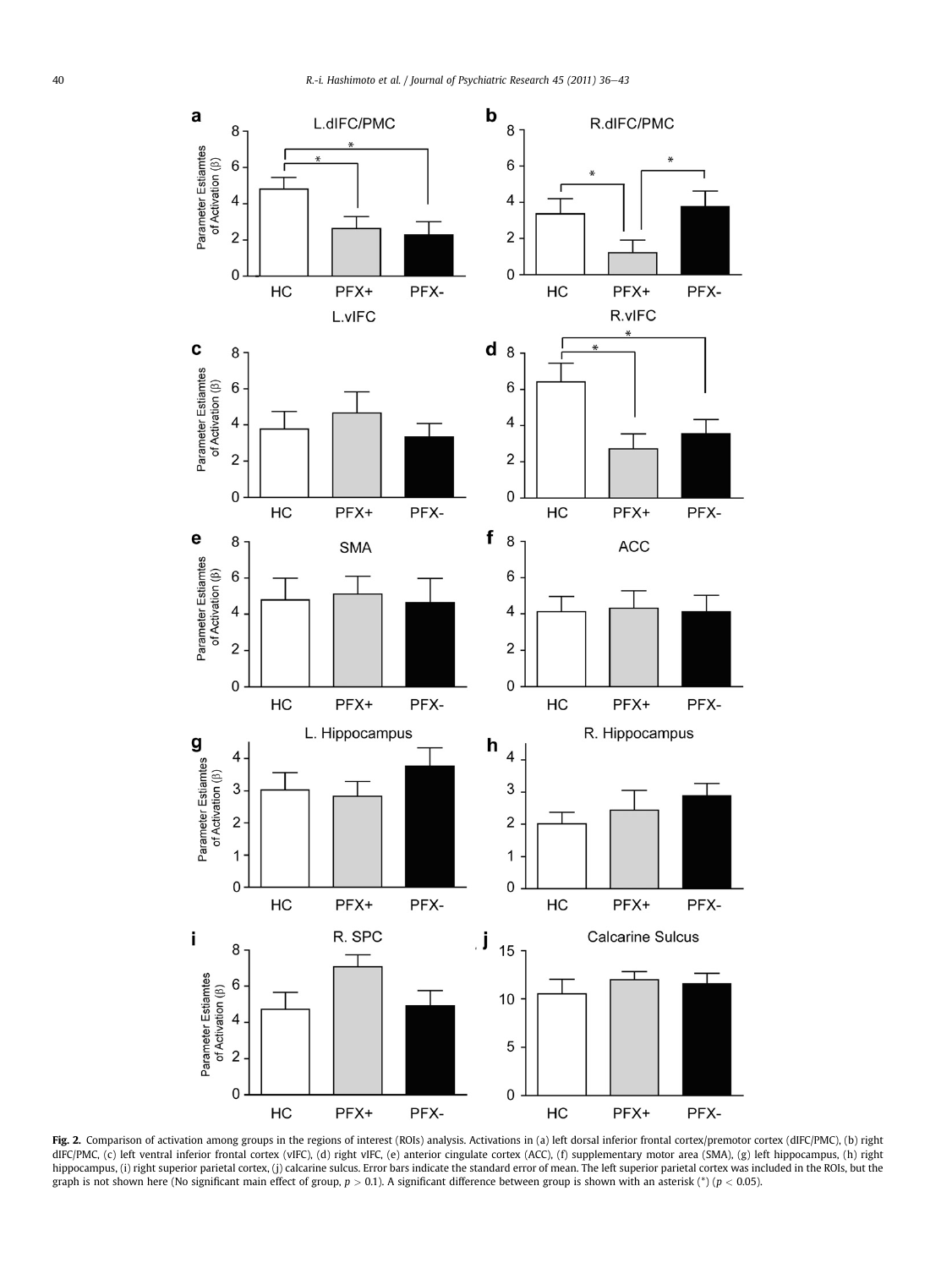**Fig. 2.** Comparison of activation among groups in the regions of interest (ROIs) analysis. Activations in (a) left dorsal inferior frontal cortex/premotor cortex (dIFC/PMC), (b) right dIFC/PMC, (c) left ventral inferior frontal cortex (vIFC), (d) right vIFC, (e) anterior cingulate cortex (ACC), (f) supplementary motor area (SMA), (g) left hippocampus, (h) right hippocampus, (i) right superior parietal cortex, (j) calcarine sulcus. Error bars indicate the standard error of mean. The left superior parietal cortex was included in the ROIs, but the graph is not shown here (No significant main effect of group, $p > 0.1$). A significant difference between group is shown with an asterisk (*) ($p < 0.05$).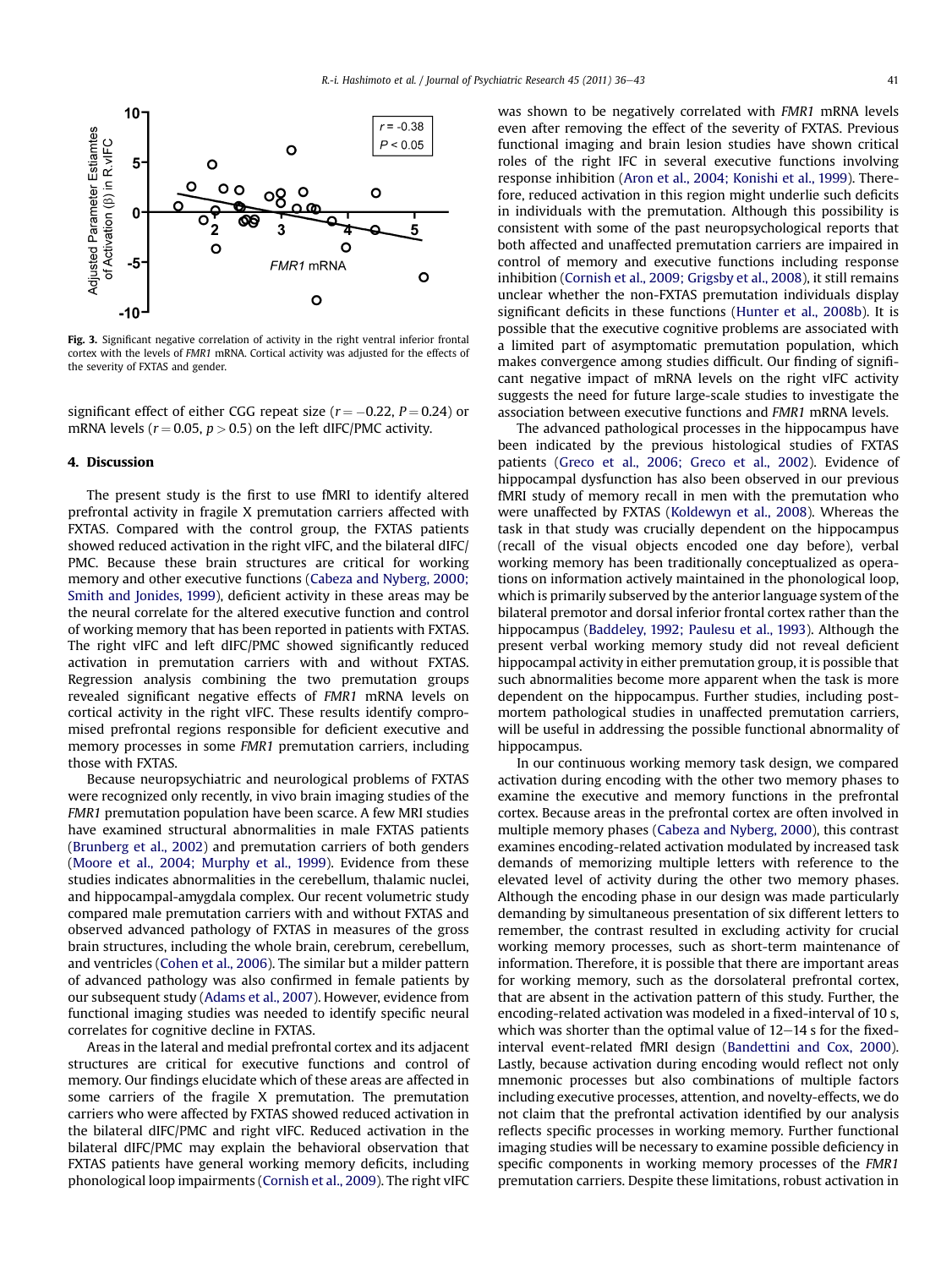**Fig. 3.** Significant negative correlation of activity in the right ventral inferior frontal cortex with the levels of *FMR1* mRNA. Cortical activity was adjusted for the effects of the severity of FXTAS and gender.

significant effect of either CGG repeat size ($r = -0.22$, $P = 0.24$) or mRNA levels ($r = 0.05$, $p > 0.5$) on the left dIFC/PMC activity.

## 4. Discussion

The present study is the first to use fMRI to identify altered prefrontal activity in fragile X premutation carriers affected with FXTAS. Compared with the control group, the FXTAS patients showed reduced activation in the right vIFC, and the bilateral dIFC/PMC. Because these brain structures are critical for working memory and other executive functions (Cabeza and Nyberg, 2000; Smith and Jonides, 1999), deficient activity in these areas may be the neural correlate for the altered executive function and control of working memory that has been reported in patients with FXTAS. The right vIFC and left dIFC/PMC showed significantly reduced activation in premutation carriers with and without FXTAS. Regression analysis combining the two premutation groups revealed significant negative effects of *FMR1* mRNA levels on cortical activity in the right vIFC. These results identify compromised prefrontal regions responsible for deficient executive and memory processes in some *FMR1* premutation carriers, including those with FXTAS.

Because neuropsychiatric and neurological problems of FXTAS were recognized only recently, in vivo brain imaging studies of the *FMR1* premutation population have been scarce. A few MRI studies have examined structural abnormalities in male FXTAS patients (Brunberg et al., 2002) and premutation carriers of both genders (Moore et al., 2004; Murphy et al., 1999). Evidence from these studies indicates abnormalities in the cerebellum, thalamic nuclei, and hippocampal-amygdala complex. Our recent volumetric study compared male premutation carriers with and without FXTAS and observed advanced pathology of FXTAS in measures of the gross brain structures, including the whole brain, cerebrum, cerebellum, and ventricles (Cohen et al., 2006). The similar but a milder pattern of advanced pathology was also confirmed in female patients by our subsequent study (Adams et al., 2007). However, evidence from functional imaging studies was needed to identify specific neural correlates for cognitive decline in FXTAS.

Areas in the lateral and medial prefrontal cortex and its adjacent structures are critical for executive functions and control of memory. Our findings elucidate which of these areas are affected in some carriers of the fragile X premutation. The premutation carriers who were affected by FXTAS showed reduced activation in the bilateral dIFC/PMC and right vIFC. Reduced activation in the bilateral dIFC/PMC may explain the behavioral observation that FXTAS patients have general working memory deficits, including phonological loop impairments (Cornish et al., 2009). The right vIFC was shown to be negatively correlated with *FMR1* mRNA levels even after removing the effect of the severity of FXTAS. Previous functional imaging and brain lesion studies have shown critical roles of the right IFC in several executive functions involving response inhibition (Aron et al., 2004; Konishi et al., 1999). Therefore, reduced activation in this region might underlie such deficits in individuals with the premutation. Although this possibility is consistent with some of the past neuropsychological reports that both affected and unaffected premutation carriers are impaired in control of memory and executive functions including response inhibition (Cornish et al., 2009; Grigsby et al., 2008), it still remains unclear whether the non-FXTAS premutation individuals display significant deficits in these functions (Hunter et al., 2008b). It is possible that the executive cognitive problems are associated with a limited part of asymptomatic premutation population, which makes convergence among studies difficult. Our finding of significant negative impact of mRNA levels on the right vIFC activity suggests the need for future large-scale studies to investigate the association between executive functions and *FMR1* mRNA levels.

The advanced pathological processes in the hippocampus have been indicated by the previous histological studies of FXTAS patients (Greco et al., 2006; Greco et al., 2002). Evidence of hippocampal dysfunction has also been observed in our previous fMRI study of memory recall in men with the premutation who were unaffected by FXTAS (Koldewyn et al., 2008). Whereas the task in that study was crucially dependent on the hippocampus (recall of the visual objects encoded one day before), verbal working memory has been traditionally conceptualized as operations on information actively maintained in the phonological loop, which is primarily subserved by the anterior language system of the bilateral premotor and dorsal inferior frontal cortex rather than the hippocampus (Baddeley, 1992; Paulesu et al., 1993). Although the present verbal working memory study did not reveal deficient hippocampal activity in either premutation group, it is possible that such abnormalities become more apparent when the task is more dependent on the hippocampus. Further studies, including post-mortem pathological studies in unaffected premutation carriers, will be useful in addressing the possible functional abnormality of hippocampus.

In our continuous working memory task design, we compared activation during encoding with the other two memory phases to examine the executive and memory functions in the prefrontal cortex. Because areas in the prefrontal cortex are often involved in multiple memory phases (Cabeza and Nyberg, 2000), this contrast examines encoding-related activation modulated by increased task demands of memorizing multiple letters with reference to the elevated level of activity during the other two memory phases. Although the encoding phase in our design was made particularly demanding by simultaneous presentation of six different letters to remember, the contrast resulted in excluding activity for crucial working memory processes, such as short-term maintenance of information. Therefore, it is possible that there are important areas for working memory, such as the dorsolateral prefrontal cortex, that are absent in the activation pattern of this study. Further, the encoding-related activation was modeled in a fixed-interval of 10 s, which was shorter than the optimal value of 12–14 s for the fixed-interval event-related fMRI design (Bandettini and Cox, 2000). Lastly, because activation during encoding would reflect not only mnemonic processes but also combinations of multiple factors including executive processes, attention, and novelty-effects, we do not claim that the prefrontal activation identified by our analysis reflects specific processes in working memory. Further functional imaging studies will be necessary to examine possible deficiency in specific components in working memory processes of the *FMR1* premutation carriers. Despite these limitations, robust activation in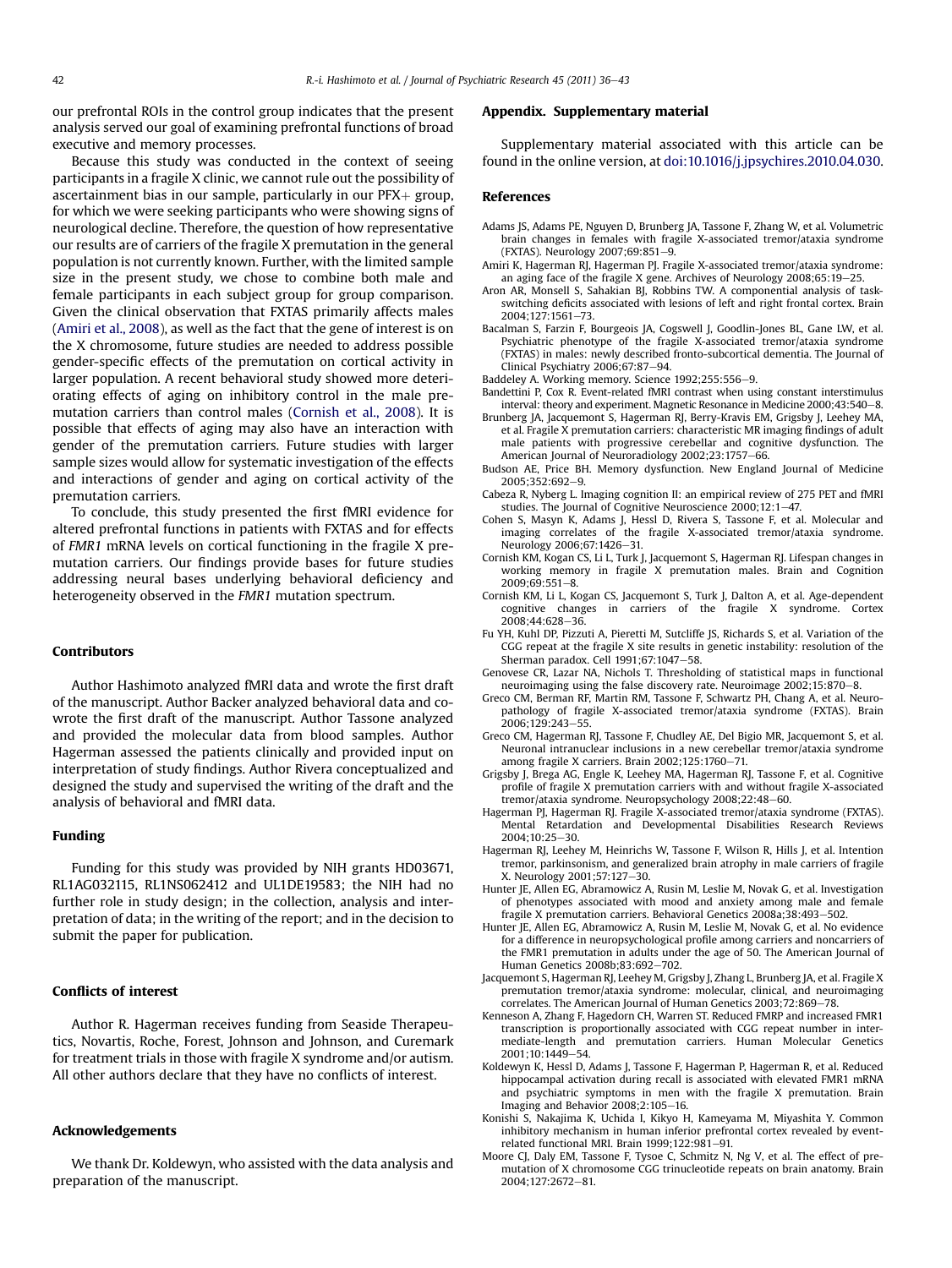our prefrontal ROIs in the control group indicates that the present analysis served our goal of examining prefrontal functions of broad executive and memory processes.

Because this study was conducted in the context of seeing participants in a fragile X clinic, we cannot rule out the possibility of ascertainment bias in our sample, particularly in our PFX+ group, for which we were seeking participants who were showing signs of neurological decline. Therefore, the question of how representative our results are of carriers of the fragile X premutation in the general population is not currently known. Further, with the limited sample size in the present study, we chose to combine both male and female participants in each subject group for group comparison. Given the clinical observation that FXTAS primarily affects males (Amiri et al., 2008), as well as the fact that the gene of interest is on the X chromosome, future studies are needed to address possible gender-specific effects of the premutation on cortical activity in larger population. A recent behavioral study showed more deteriorating effects of aging on inhibitory control in the male premutation carriers than control males (Cornish et al., 2008). It is possible that effects of aging may also have an interaction with gender of the premutation carriers. Future studies with larger sample sizes would allow for systematic investigation of the effects and interactions of gender and aging on cortical activity of the premutation carriers.

To conclude, this study presented the first fMRI evidence for altered prefrontal functions in patients with FXTAS and for effects of *FMR1* mRNA levels on cortical functioning in the fragile X premutation carriers. Our findings provide bases for future studies addressing neural bases underlying behavioral deficiency and heterogeneity observed in the *FMR1* mutation spectrum.

## Contributors

Author Hashimoto analyzed fMRI data and wrote the first draft of the manuscript. Author Backer analyzed behavioral data and co-wrote the first draft of the manuscript. Author Tassone analyzed and provided the molecular data from blood samples. Author Hagerman assessed the patients clinically and provided input on interpretation of study findings. Author Rivera conceptualized and designed the study and supervised the writing of the draft and the analysis of behavioral and fMRI data.

## Funding

Funding for this study was provided by NIH grants HD03671, RL1AG032115, RL1NS062412 and UL1DE19583; the NIH had no further role in study design; in the collection, analysis and interpretation of data; in the writing of the report; and in the decision to submit the paper for publication.

## Conflicts of interest

Author R. Hagerman receives funding from Seaside Therapeutics, Novartis, Roche, Forest, Johnson and Johnson, and Curemark for treatment trials in those with fragile X syndrome and/or autism. All other authors declare that they have no conflicts of interest.

## Acknowledgements

We thank Dr. Koldewyn, who assisted with the data analysis and preparation of the manuscript.

## Appendix. Supplementary material

Supplementary material associated with this article can be found in the online version, at doi:10.1016/j.jpsychires.2010.04.030.

## References

Adams JS, Adams PE, Nguyen D, Brunberg JA, Tassone F, Zhang W, et al. Volumetric brain changes in females with fragile X-associated tremor/ataxia syndrome (FXTAS). Neurology 2007;69:851–9.

Amiri K, Hagerman RJ, Hagerman PJ. Fragile X-associated tremor/ataxia syndrome: an aging face of the fragile X gene. Archives of Neurology 2008;65:19–25.

Aron AR, Monsell S, Sahakian BJ, Robbins TW. A componential analysis of task-switching deficits associated with lesions of left and right frontal cortex. Brain 2004;127:1561–73.

Bacalman S, Farzin F, Bourgeois JA, Cogswell J, Goodlin-Jones BL, Gane LW, et al. Psychiatric phenotype of the fragile X-associated tremor/ataxia syndrome (FXTAS) in males: newly described fronto-subcortical dementia. The Journal of Clinical Psychiatry 2006;67:87–94.

Baddeley A. Working memory. Science 1992;255:556–9.

Bandettini P, Cox R. Event-related fMRI contrast when using constant interstimulus interval: theory and experiment. Magnetic Resonance in Medicine 2000;43:540–8.

Brunberg JA, Jacquemont S, Hagerman RJ, Berry-Kravis EM, Grigsby J, Leehey MA, et al. Fragile X premutation carriers: characteristic MR imaging findings of adult male patients with progressive cerebellar and cognitive dysfunction. The American Journal of Neuroradiology 2002;23:1757–66.

Budson AE, Price BH. Memory dysfunction. New England Journal of Medicine 2005;352:692–9.

Cabeza R, Nyberg L. Imaging cognition II: an empirical review of 275 PET and fMRI studies. The Journal of Cognitive Neuroscience 2000;12:1–47.

Cohen S, Masyn K, Adams J, Hessl D, Rivera S, Tassone F, et al. Molecular and imaging correlates of the fragile X-associated tremor/ataxia syndrome. Neurology 2006;67:1426–31.

Cornish KM, Kogan CS, Li L, Turk J, Jacquemont S, Hagerman RJ. Lifespan changes in working memory in fragile X premutation males. Brain and Cognition 2009;69:551–8.

Cornish KM, Li L, Kogan CS, Jacquemont S, Turk J, Dalton A, et al. Age-dependent cognitive changes in carriers of the fragile X syndrome. Cortex 2008;44:628–36.

Fu YH, Kuhl DP, Pizzuti A, Pieretti M, Sutcliffe JS, Richards S, et al. Variation of the CGG repeat at the fragile X site results in genetic instability: resolution of the Sherman paradox. Cell 1991;67:1047–58.

Genovese CR, Lazar NA, Nichols T. Thresholding of statistical maps in functional neuroimaging using the false discovery rate. Neuroimage 2002;15:870–8.

Greco CM, Berman RF, Martin RM, Tassone F, Schwartz PH, Chang A, et al. Neuropathology of fragile X-associated tremor/ataxia syndrome (FXTAS). Brain 2006;129:243–55.

Greco CM, Hagerman RJ, Tassone F, Chudley AE, Del Bigio MR, Jacquemont S, et al. Neuronal intranuclear inclusions in a new cerebellar tremor/ataxia syndrome among fragile X carriers. Brain 2002;125:1760–71.

Grigsby J, Brega AG, Engle K, Leehey MA, Hagerman RJ, Tassone F, et al. Cognitive profile of fragile X premutation carriers with and without fragile X-associated tremor/ataxia syndrome. Neuropsychology 2008;22:48–60.

Hagerman PJ, Hagerman RJ. Fragile X-associated tremor/ataxia syndrome (FXTAS). Mental Retardation and Developmental Disabilities Research Reviews 2004;10:25–30.

Hagerman RJ, Leehey M, Heinrichs W, Tassone F, Wilson R, Hills J, et al. Intention tremor, parkinsonism, and generalized brain atrophy in male carriers of fragile X. Neurology 2001;57:127–30.

Hunter JE, Allen EG, Abramowicz A, Rusin M, Leslie M, Novak G, et al. Investigation of phenotypes associated with mood and anxiety among male and female fragile X premutation carriers. Behavioral Genetics 2008a;38:493–502.

Hunter JE, Allen EG, Abramowicz A, Rusin M, Leslie M, Novak G, et al. No evidence for a difference in neuropsychological profile among carriers and noncarriers of the FMR1 premutation in adults under the age of 50. The American Journal of Human Genetics 2008b;83:692–702.

Jacquemont S, Hagerman RJ, Leehey M, Grigsby J, Zhang L, Brunberg JA, et al. Fragile X premutation tremor/ataxia syndrome: molecular, clinical, and neuroimaging correlates. The American Journal of Human Genetics 2003;72:869–78.

Kenneson A, Zhang F, Hagedorn CH, Warren ST. Reduced FMRP and increased FMR1 transcription is proportionally associated with CGG repeat number in intermediate-length and premutation carriers. Human Molecular Genetics 2001;10:1449–54.

Koldewyn K, Hessl D, Adams J, Tassone F, Hagerman P, Hagerman R, et al. Reduced hippocampal activation during recall is associated with elevated FMR1 mRNA and psychiatric symptoms in men with the fragile X premutation. Brain Imaging and Behavior 2008;2:105–16.

Konishi S, Nakajima K, Uchida I, Kikyo H, Kameyama M, Miyashita Y. Common inhibitory mechanism in human inferior prefrontal cortex revealed by event-related functional MRI. Brain 1999;122:981–91.

Moore CJ, Daly EM, Tassone F, Tysoe C, Schmitz N, Ng V, et al. The effect of premutation of X chromosome CGG trinucleotide repeats on brain anatomy. Brain 2004;127:2672–81.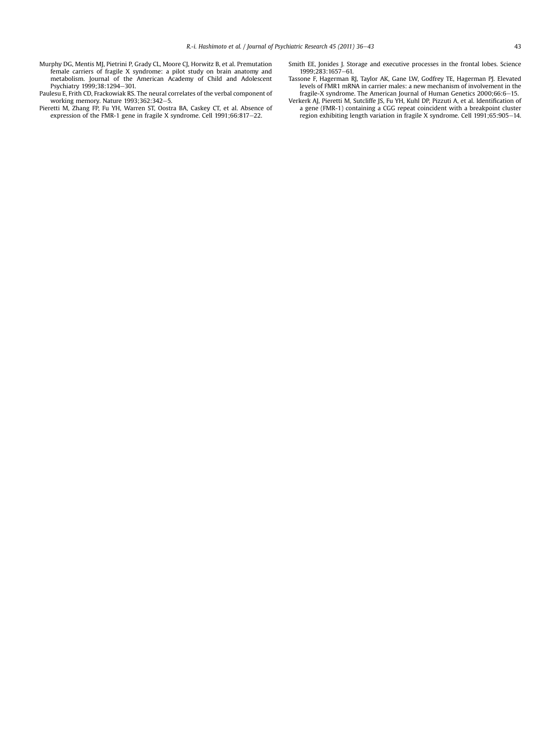Murphy DG, Mentis MJ, Pietrini P, Grady CL, Moore CJ, Horwitz B, et al. Premutation female carriers of fragile X syndrome: a pilot study on brain anatomy and metabolism. Journal of the American Academy of Child and Adolescent Psychiatry 1999;38:1294–301.

Paulesu E, Frith CD, Frackowiak RS. The neural correlates of the verbal component of working memory. Nature 1993;362:342–5.

Pieretti M, Zhang FP, Fu YH, Warren ST, Oostra BA, Caskey CT, et al. Absence of expression of the FMR-1 gene in fragile X syndrome. Cell 1991;66:817–22.

Smith EE, Jonides J. Storage and executive processes in the frontal lobes. Science 1999;283:1657–61.

Tassone F, Hagerman RJ, Taylor AK, Gane LW, Godfrey TE, Hagerman PJ. Elevated levels of FMR1 mRNA in carrier males: a new mechanism of involvement in the fragile-X syndrome. The American Journal of Human Genetics 2000;66:6–15.

Verkerk AJ, Pieretti M, Sutcliffe JS, Fu YH, Kuhl DP, Pizzuti A, et al. Identification of a gene (FMR-1) containing a CGG repeat coincident with a breakpoint cluster region exhibiting length variation in fragile X syndrome. Cell 1991;65:905–14.